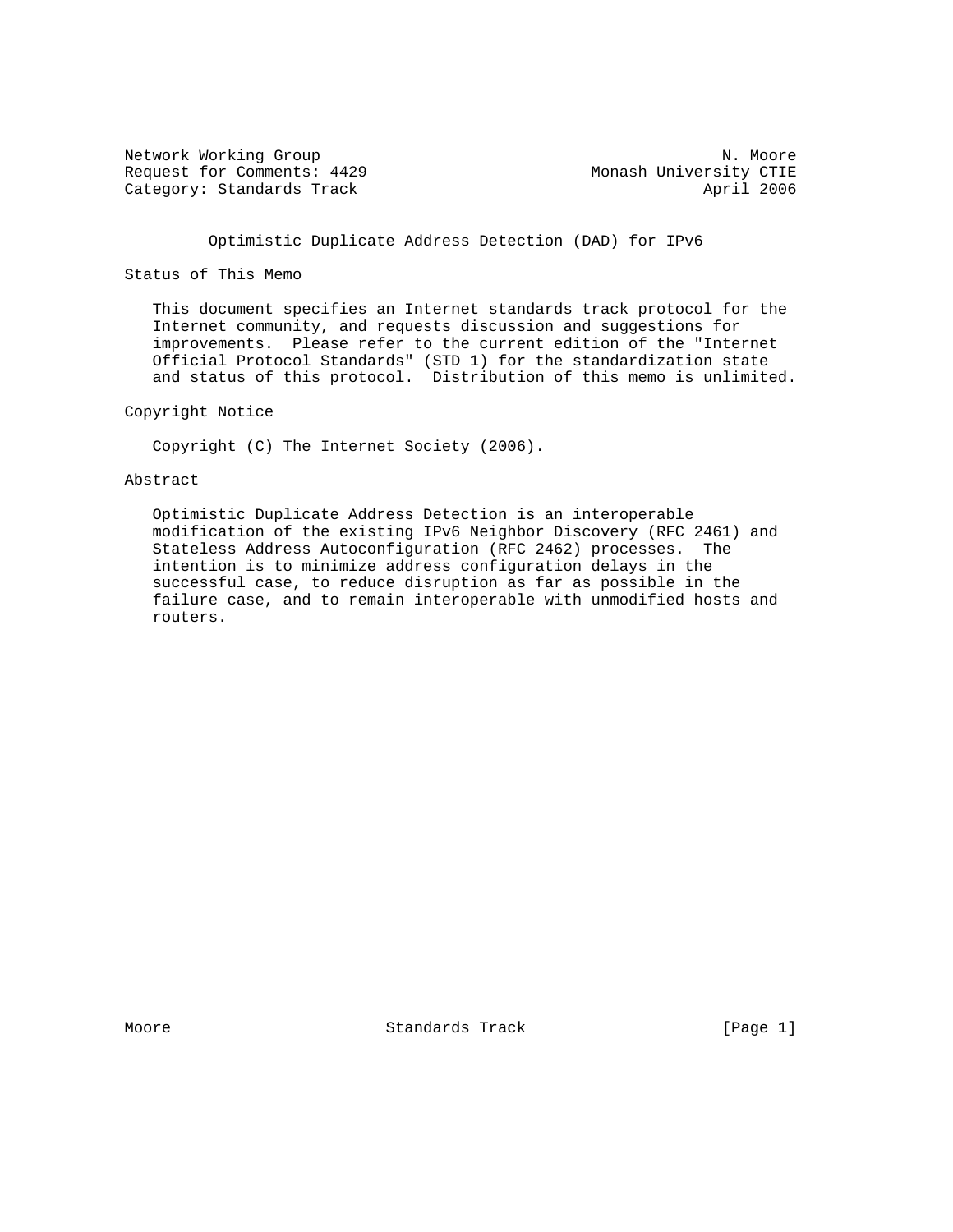Network Working Group                                           N. Moore
Request for Comments: 4429                        Monash University CTIE
Category: Standards Track                                     April 2006

# Optimistic Duplicate Address Detection (DAD) for IPv6

## Status of This Memo

This document specifies an Internet standards track protocol for the Internet community, and requests discussion and suggestions for improvements. Please refer to the current edition of the "Internet Official Protocol Standards" (STD 1) for the standardization state and status of this protocol. Distribution of this memo is unlimited.

## Copyright Notice

Copyright (C) The Internet Society (2006).

## Abstract

Optimistic Duplicate Address Detection is an interoperable modification of the existing IPv6 Neighbor Discovery (RFC 2461) and Stateless Address Autoconfiguration (RFC 2462) processes. The intention is to minimize address configuration delays in the successful case, to reduce disruption as far as possible in the failure case, and to remain interoperable with unmodified hosts and routers.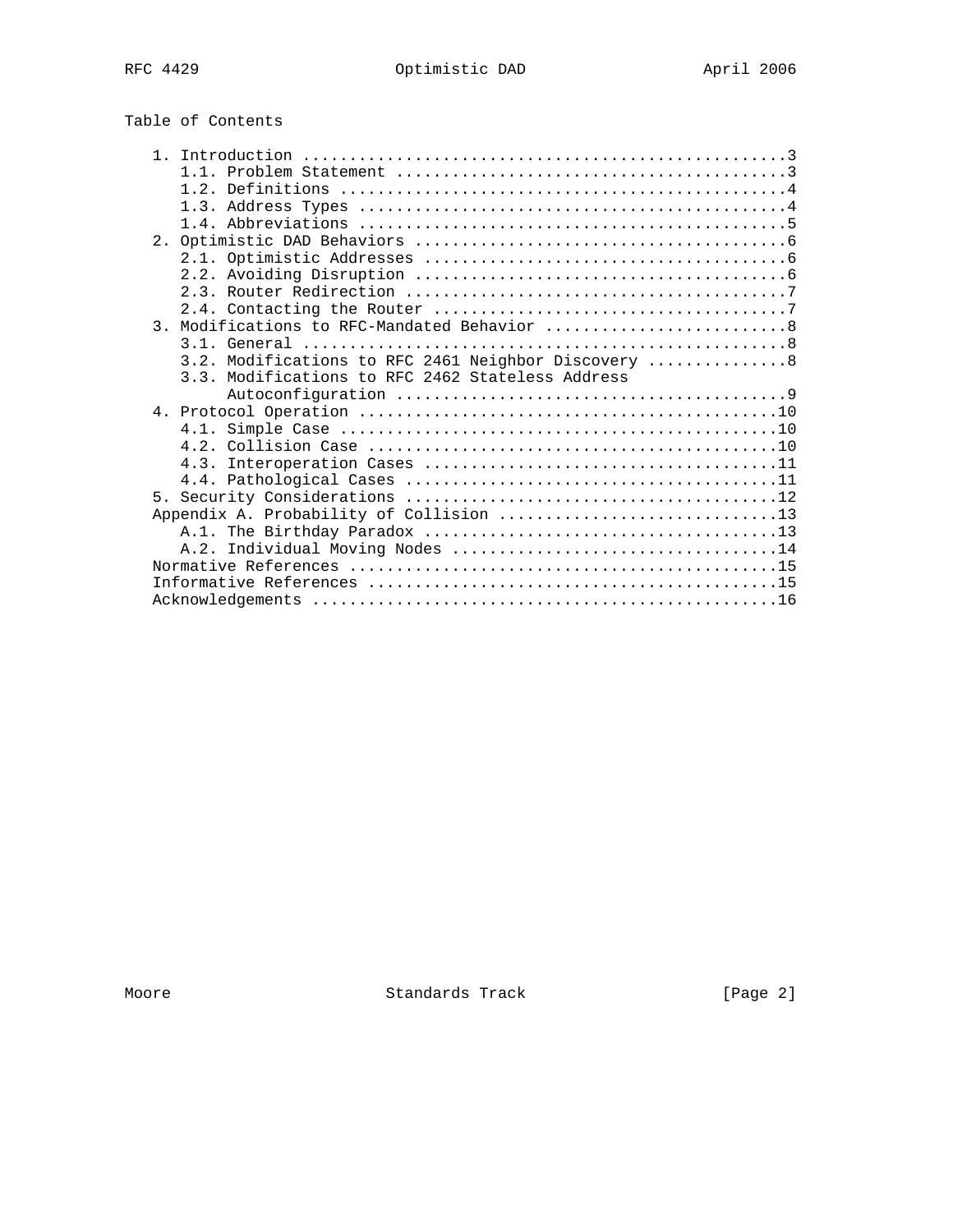Table of Contents

```
   1. Introduction ....................................................3
      1.1. Problem Statement ..........................................3
      1.2. Definitions ................................................4
      1.3. Address Types ..............................................4
      1.4. Abbreviations ..............................................5
   2. Optimistic DAD Behaviors ........................................6
      2.1. Optimistic Addresses .......................................6
      2.2. Avoiding Disruption ........................................6
      2.3. Router Redirection .........................................7
      2.4. Contacting the Router ......................................7
   3. Modifications to RFC-Mandated Behavior ..........................8
      3.1. General ....................................................8
      3.2. Modifications to RFC 2461 Neighbor Discovery ...............8
      3.3. Modifications to RFC 2462 Stateless Address
           Autoconfiguration ..........................................9
   4. Protocol Operation .............................................10
      4.1. Simple Case ...............................................10
      4.2. Collision Case ............................................10
      4.3. Interoperation Cases ......................................11
      4.4. Pathological Cases ........................................11
   5. Security Considerations ........................................12
   Appendix A. Probability of Collision ..............................13
      A.1. The Birthday Paradox ......................................13
      A.2. Individual Moving Nodes ...................................14
   Normative References ..............................................15
   Informative References ............................................15
   Acknowledgements ..................................................16
```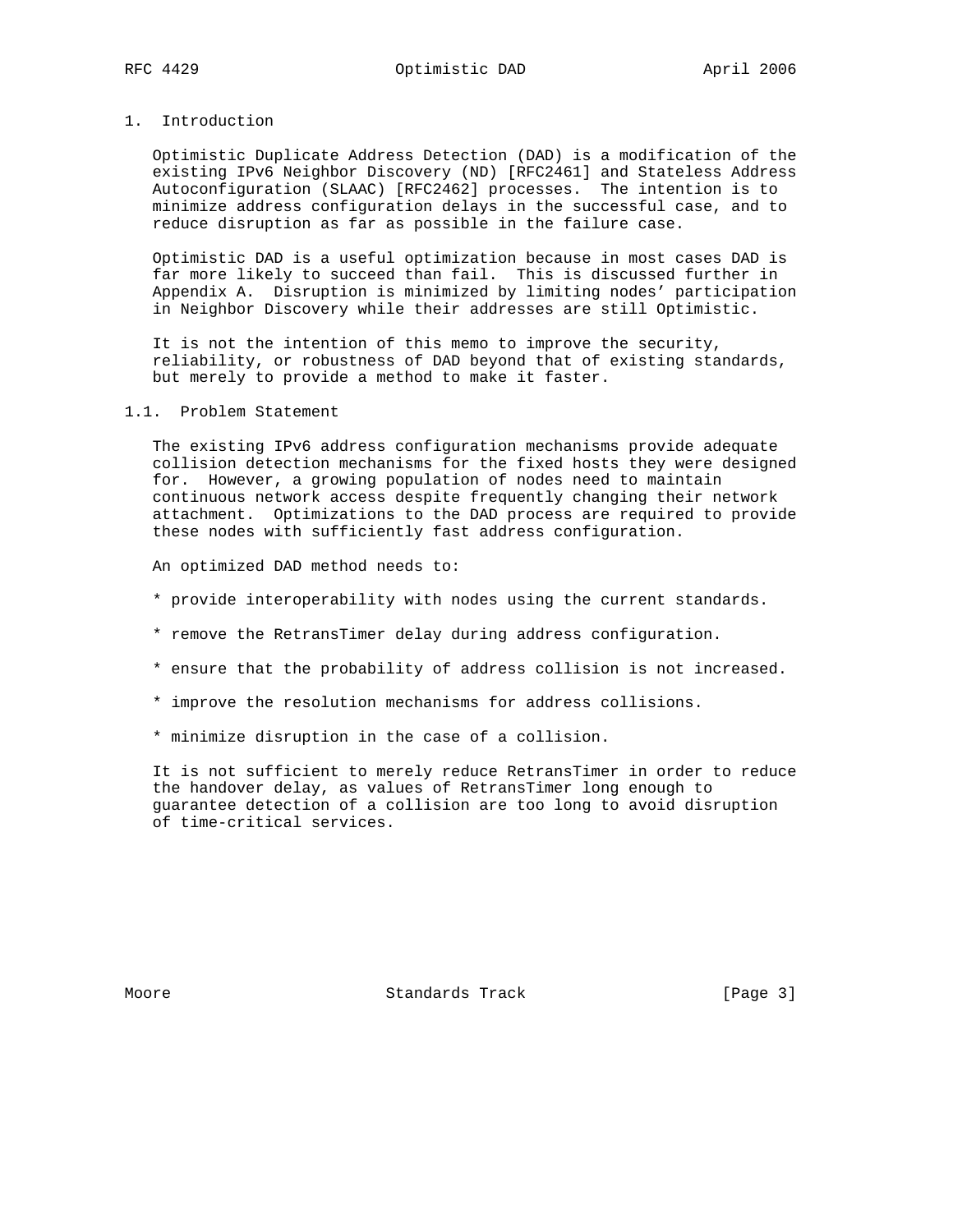# 1. Introduction

Optimistic Duplicate Address Detection (DAD) is a modification of the existing IPv6 Neighbor Discovery (ND) [RFC2461] and Stateless Address Autoconfiguration (SLAAC) [RFC2462] processes. The intention is to minimize address configuration delays in the successful case, and to reduce disruption as far as possible in the failure case.

Optimistic DAD is a useful optimization because in most cases DAD is far more likely to succeed than fail. This is discussed further in Appendix A. Disruption is minimized by limiting nodes' participation in Neighbor Discovery while their addresses are still Optimistic.

It is not the intention of this memo to improve the security, reliability, or robustness of DAD beyond that of existing standards, but merely to provide a method to make it faster.

## 1.1. Problem Statement

The existing IPv6 address configuration mechanisms provide adequate collision detection mechanisms for the fixed hosts they were designed for. However, a growing population of nodes need to maintain continuous network access despite frequently changing their network attachment. Optimizations to the DAD process are required to provide these nodes with sufficiently fast address configuration.

An optimized DAD method needs to:

* provide interoperability with nodes using the current standards.
* remove the RetransTimer delay during address configuration.
* ensure that the probability of address collision is not increased.
* improve the resolution mechanisms for address collisions.
* minimize disruption in the case of a collision.

It is not sufficient to merely reduce RetransTimer in order to reduce the handover delay, as values of RetransTimer long enough to guarantee detection of a collision are too long to avoid disruption of time-critical services.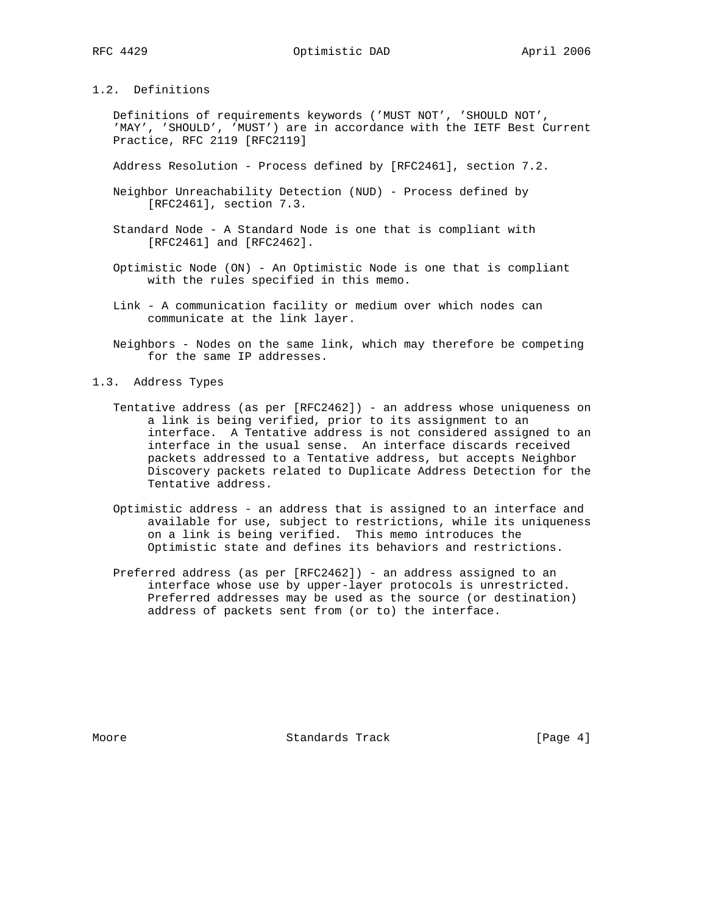## 1.2. Definitions

Definitions of requirements keywords ('MUST NOT', 'SHOULD NOT', 'MAY', 'SHOULD', 'MUST') are in accordance with the IETF Best Current Practice, RFC 2119 [RFC2119]

Address Resolution - Process defined by [RFC2461], section 7.2.

Neighbor Unreachability Detection (NUD) - Process defined by [RFC2461], section 7.3.

Standard Node - A Standard Node is one that is compliant with [RFC2461] and [RFC2462].

Optimistic Node (ON) - An Optimistic Node is one that is compliant with the rules specified in this memo.

Link - A communication facility or medium over which nodes can communicate at the link layer.

Neighbors - Nodes on the same link, which may therefore be competing for the same IP addresses.

## 1.3. Address Types

Tentative address (as per [RFC2462]) - an address whose uniqueness on a link is being verified, prior to its assignment to an interface. A Tentative address is not considered assigned to an interface in the usual sense. An interface discards received packets addressed to a Tentative address, but accepts Neighbor Discovery packets related to Duplicate Address Detection for the Tentative address.

Optimistic address - an address that is assigned to an interface and available for use, subject to restrictions, while its uniqueness on a link is being verified. This memo introduces the Optimistic state and defines its behaviors and restrictions.

Preferred address (as per [RFC2462]) - an address assigned to an interface whose use by upper-layer protocols is unrestricted. Preferred addresses may be used as the source (or destination) address of packets sent from (or to) the interface.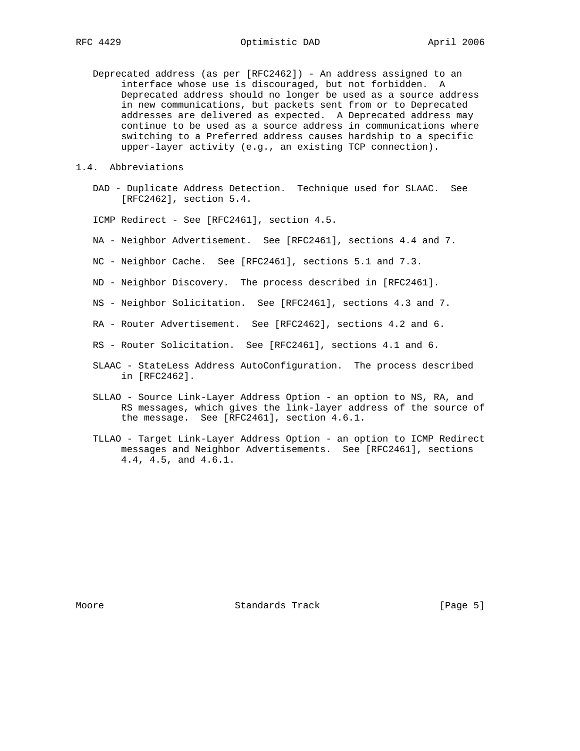Deprecated address (as per [RFC2462]) - An address assigned to an interface whose use is discouraged, but not forbidden. A Deprecated address should no longer be used as a source address in new communications, but packets sent from or to Deprecated addresses are delivered as expected. A Deprecated address may continue to be used as a source address in communications where switching to a Preferred address causes hardship to a specific upper-layer activity (e.g., an existing TCP connection).

## 1.4. Abbreviations

DAD - Duplicate Address Detection. Technique used for SLAAC. See [RFC2462], section 5.4.

ICMP Redirect - See [RFC2461], section 4.5.

NA - Neighbor Advertisement. See [RFC2461], sections 4.4 and 7.

NC - Neighbor Cache. See [RFC2461], sections 5.1 and 7.3.

ND - Neighbor Discovery. The process described in [RFC2461].

NS - Neighbor Solicitation. See [RFC2461], sections 4.3 and 7.

RA - Router Advertisement. See [RFC2462], sections 4.2 and 6.

RS - Router Solicitation. See [RFC2461], sections 4.1 and 6.

SLAAC - StateLess Address AutoConfiguration. The process described in [RFC2462].

SLLAO - Source Link-Layer Address Option - an option to NS, RA, and RS messages, which gives the link-layer address of the source of the message. See [RFC2461], section 4.6.1.

TLLAO - Target Link-Layer Address Option - an option to ICMP Redirect messages and Neighbor Advertisements. See [RFC2461], sections 4.4, 4.5, and 4.6.1.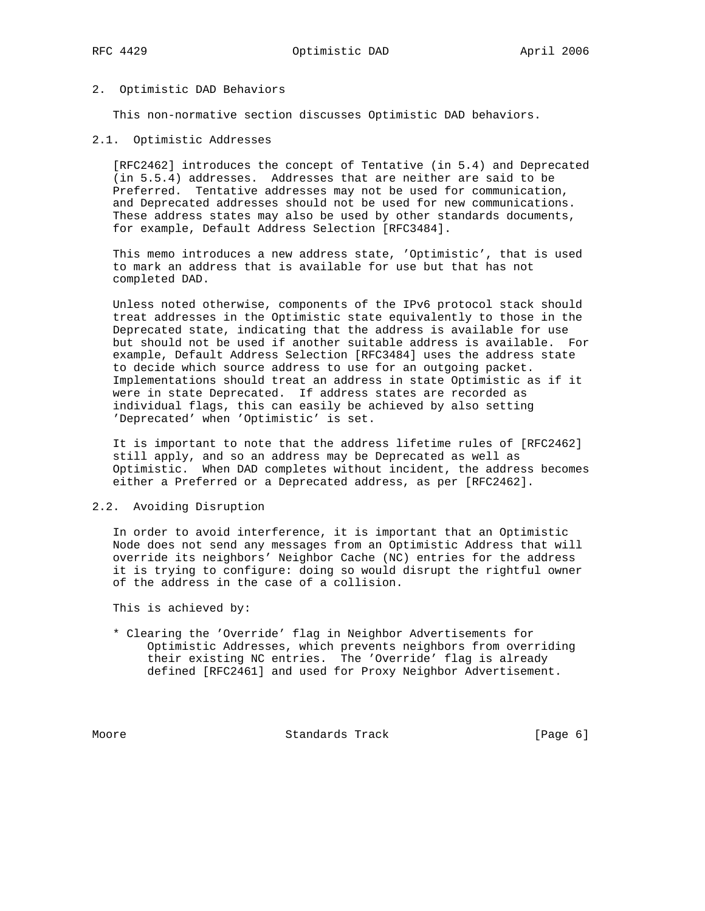## 2. Optimistic DAD Behaviors

This non-normative section discusses Optimistic DAD behaviors.

### 2.1. Optimistic Addresses

[RFC2462] introduces the concept of Tentative (in 5.4) and Deprecated (in 5.5.4) addresses. Addresses that are neither are said to be Preferred. Tentative addresses may not be used for communication, and Deprecated addresses should not be used for new communications. These address states may also be used by other standards documents, for example, Default Address Selection [RFC3484].

This memo introduces a new address state, 'Optimistic', that is used to mark an address that is available for use but that has not completed DAD.

Unless noted otherwise, components of the IPv6 protocol stack should treat addresses in the Optimistic state equivalently to those in the Deprecated state, indicating that the address is available for use but should not be used if another suitable address is available. For example, Default Address Selection [RFC3484] uses the address state to decide which source address to use for an outgoing packet. Implementations should treat an address in state Optimistic as if it were in state Deprecated. If address states are recorded as individual flags, this can easily be achieved by also setting 'Deprecated' when 'Optimistic' is set.

It is important to note that the address lifetime rules of [RFC2462] still apply, and so an address may be Deprecated as well as Optimistic. When DAD completes without incident, the address becomes either a Preferred or a Deprecated address, as per [RFC2462].

### 2.2. Avoiding Disruption

In order to avoid interference, it is important that an Optimistic Node does not send any messages from an Optimistic Address that will override its neighbors' Neighbor Cache (NC) entries for the address it is trying to configure: doing so would disrupt the rightful owner of the address in the case of a collision.

This is achieved by:

* Clearing the 'Override' flag in Neighbor Advertisements for Optimistic Addresses, which prevents neighbors from overriding their existing NC entries. The 'Override' flag is already defined [RFC2461] and used for Proxy Neighbor Advertisement.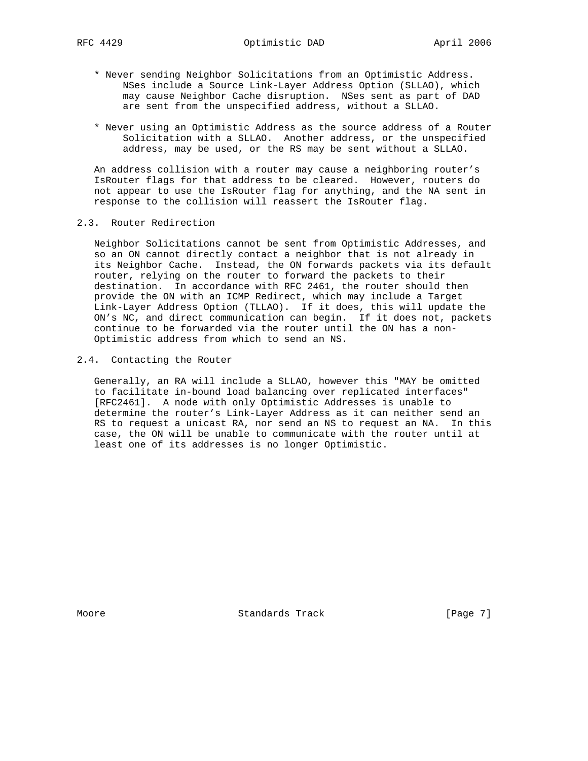* Never sending Neighbor Solicitations from an Optimistic Address. NSes include a Source Link-Layer Address Option (SLLAO), which may cause Neighbor Cache disruption. NSes sent as part of DAD are sent from the unspecified address, without a SLLAO.

* Never using an Optimistic Address as the source address of a Router Solicitation with a SLLAO. Another address, or the unspecified address, may be used, or the RS may be sent without a SLLAO.

An address collision with a router may cause a neighboring router's IsRouter flags for that address to be cleared. However, routers do not appear to use the IsRouter flag for anything, and the NA sent in response to the collision will reassert the IsRouter flag.

### 2.3. Router Redirection

Neighbor Solicitations cannot be sent from Optimistic Addresses, and so an ON cannot directly contact a neighbor that is not already in its Neighbor Cache. Instead, the ON forwards packets via its default router, relying on the router to forward the packets to their destination. In accordance with RFC 2461, the router should then provide the ON with an ICMP Redirect, which may include a Target Link-Layer Address Option (TLLAO). If it does, this will update the ON's NC, and direct communication can begin. If it does not, packets continue to be forwarded via the router until the ON has a non-Optimistic address from which to send an NS.

### 2.4. Contacting the Router

Generally, an RA will include a SLLAO, however this "MAY be omitted to facilitate in-bound load balancing over replicated interfaces" [RFC2461]. A node with only Optimistic Addresses is unable to determine the router's Link-Layer Address as it can neither send an RS to request a unicast RA, nor send an NS to request an NA. In this case, the ON will be unable to communicate with the router until at least one of its addresses is no longer Optimistic.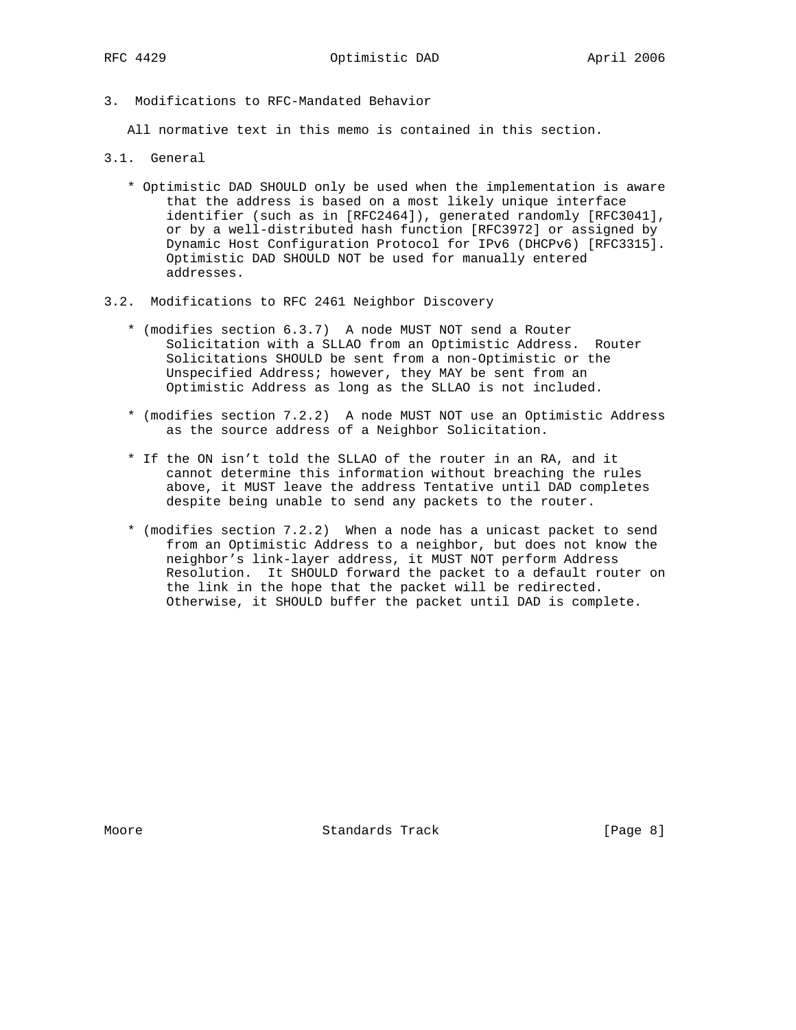## 3. Modifications to RFC-Mandated Behavior

All normative text in this memo is contained in this section.

### 3.1. General

* Optimistic DAD SHOULD only be used when the implementation is aware that the address is based on a most likely unique interface identifier (such as in [RFC2464]), generated randomly [RFC3041], or by a well-distributed hash function [RFC3972] or assigned by Dynamic Host Configuration Protocol for IPv6 (DHCPv6) [RFC3315]. Optimistic DAD SHOULD NOT be used for manually entered addresses.

### 3.2. Modifications to RFC 2461 Neighbor Discovery

* (modifies section 6.3.7) A node MUST NOT send a Router Solicitation with a SLLAO from an Optimistic Address. Router Solicitations SHOULD be sent from a non-Optimistic or the Unspecified Address; however, they MAY be sent from an Optimistic Address as long as the SLLAO is not included.

* (modifies section 7.2.2) A node MUST NOT use an Optimistic Address as the source address of a Neighbor Solicitation.

* If the ON isn't told the SLLAO of the router in an RA, and it cannot determine this information without breaching the rules above, it MUST leave the address Tentative until DAD completes despite being unable to send any packets to the router.

* (modifies section 7.2.2) When a node has a unicast packet to send from an Optimistic Address to a neighbor, but does not know the neighbor's link-layer address, it MUST NOT perform Address Resolution. It SHOULD forward the packet to a default router on the link in the hope that the packet will be redirected. Otherwise, it SHOULD buffer the packet until DAD is complete.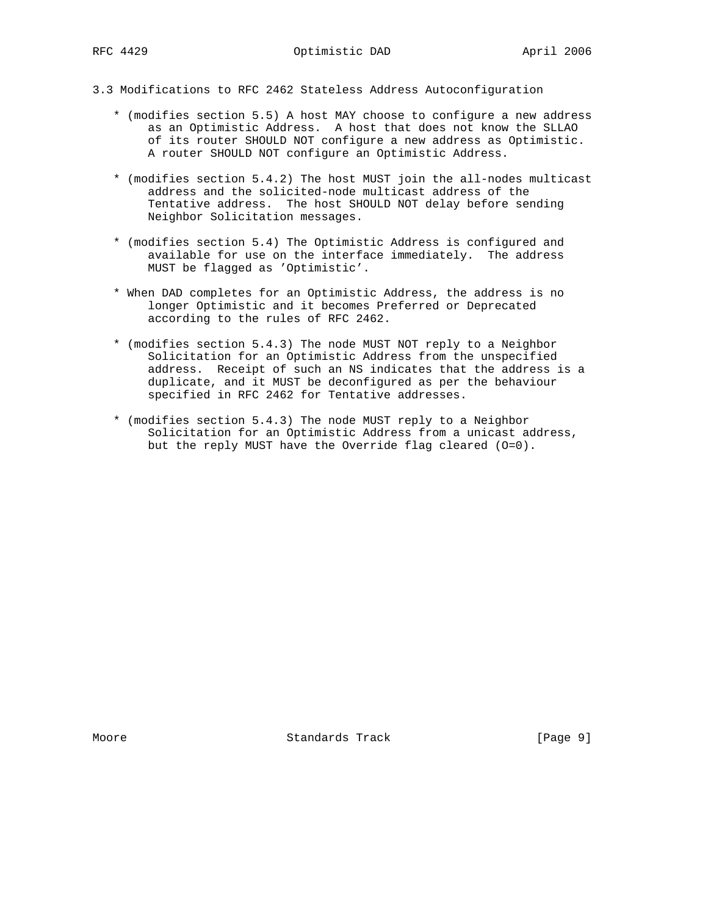### 3.3 Modifications to RFC 2462 Stateless Address Autoconfiguration

* (modifies section 5.5) A host MAY choose to configure a new address as an Optimistic Address. A host that does not know the SLLAO of its router SHOULD NOT configure a new address as Optimistic. A router SHOULD NOT configure an Optimistic Address.

* (modifies section 5.4.2) The host MUST join the all-nodes multicast address and the solicited-node multicast address of the Tentative address. The host SHOULD NOT delay before sending Neighbor Solicitation messages.

* (modifies section 5.4) The Optimistic Address is configured and available for use on the interface immediately. The address MUST be flagged as 'Optimistic'.

* When DAD completes for an Optimistic Address, the address is no longer Optimistic and it becomes Preferred or Deprecated according to the rules of RFC 2462.

* (modifies section 5.4.3) The node MUST NOT reply to a Neighbor Solicitation for an Optimistic Address from the unspecified address. Receipt of such an NS indicates that the address is a duplicate, and it MUST be deconfigured as per the behaviour specified in RFC 2462 for Tentative addresses.

* (modifies section 5.4.3) The node MUST reply to a Neighbor Solicitation for an Optimistic Address from a unicast address, but the reply MUST have the Override flag cleared (O=0).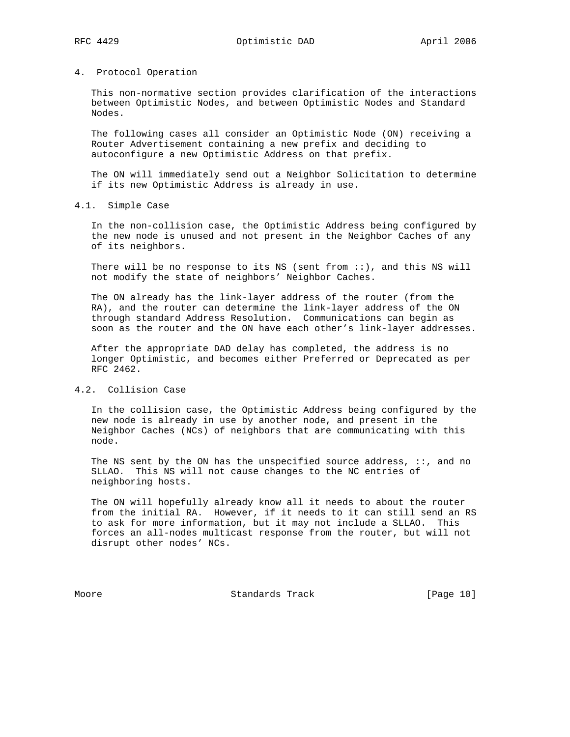## 4. Protocol Operation

This non-normative section provides clarification of the interactions between Optimistic Nodes, and between Optimistic Nodes and Standard Nodes.

The following cases all consider an Optimistic Node (ON) receiving a Router Advertisement containing a new prefix and deciding to autoconfigure a new Optimistic Address on that prefix.

The ON will immediately send out a Neighbor Solicitation to determine if its new Optimistic Address is already in use.

### 4.1. Simple Case

In the non-collision case, the Optimistic Address being configured by the new node is unused and not present in the Neighbor Caches of any of its neighbors.

There will be no response to its NS (sent from ::), and this NS will not modify the state of neighbors' Neighbor Caches.

The ON already has the link-layer address of the router (from the RA), and the router can determine the link-layer address of the ON through standard Address Resolution. Communications can begin as soon as the router and the ON have each other's link-layer addresses.

After the appropriate DAD delay has completed, the address is no longer Optimistic, and becomes either Preferred or Deprecated as per RFC 2462.

### 4.2. Collision Case

In the collision case, the Optimistic Address being configured by the new node is already in use by another node, and present in the Neighbor Caches (NCs) of neighbors that are communicating with this node.

The NS sent by the ON has the unspecified source address, ::, and no SLLAO. This NS will not cause changes to the NC entries of neighboring hosts.

The ON will hopefully already know all it needs to about the router from the initial RA. However, if it needs to it can still send an RS to ask for more information, but it may not include a SLLAO. This forces an all-nodes multicast response from the router, but will not disrupt other nodes' NCs.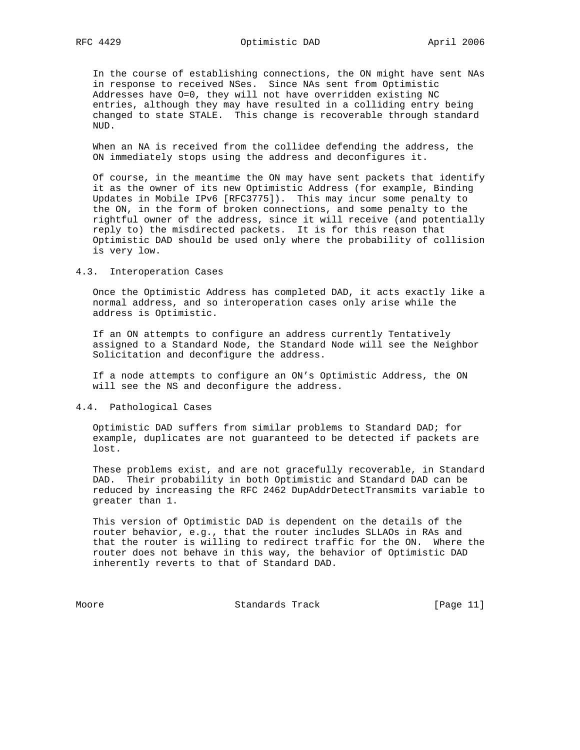In the course of establishing connections, the ON might have sent NAs in response to received NSes. Since NAs sent from Optimistic Addresses have O=0, they will not have overridden existing NC entries, although they may have resulted in a colliding entry being changed to state STALE. This change is recoverable through standard NUD.

When an NA is received from the collidee defending the address, the ON immediately stops using the address and deconfigures it.

Of course, in the meantime the ON may have sent packets that identify it as the owner of its new Optimistic Address (for example, Binding Updates in Mobile IPv6 [RFC3775]). This may incur some penalty to the ON, in the form of broken connections, and some penalty to the rightful owner of the address, since it will receive (and potentially reply to) the misdirected packets. It is for this reason that Optimistic DAD should be used only where the probability of collision is very low.

### 4.3. Interoperation Cases

Once the Optimistic Address has completed DAD, it acts exactly like a normal address, and so interoperation cases only arise while the address is Optimistic.

If an ON attempts to configure an address currently Tentatively assigned to a Standard Node, the Standard Node will see the Neighbor Solicitation and deconfigure the address.

If a node attempts to configure an ON's Optimistic Address, the ON will see the NS and deconfigure the address.

### 4.4. Pathological Cases

Optimistic DAD suffers from similar problems to Standard DAD; for example, duplicates are not guaranteed to be detected if packets are lost.

These problems exist, and are not gracefully recoverable, in Standard DAD. Their probability in both Optimistic and Standard DAD can be reduced by increasing the RFC 2462 DupAddrDetectTransmits variable to greater than 1.

This version of Optimistic DAD is dependent on the details of the router behavior, e.g., that the router includes SLLAOs in RAs and that the router is willing to redirect traffic for the ON. Where the router does not behave in this way, the behavior of Optimistic DAD inherently reverts to that of Standard DAD.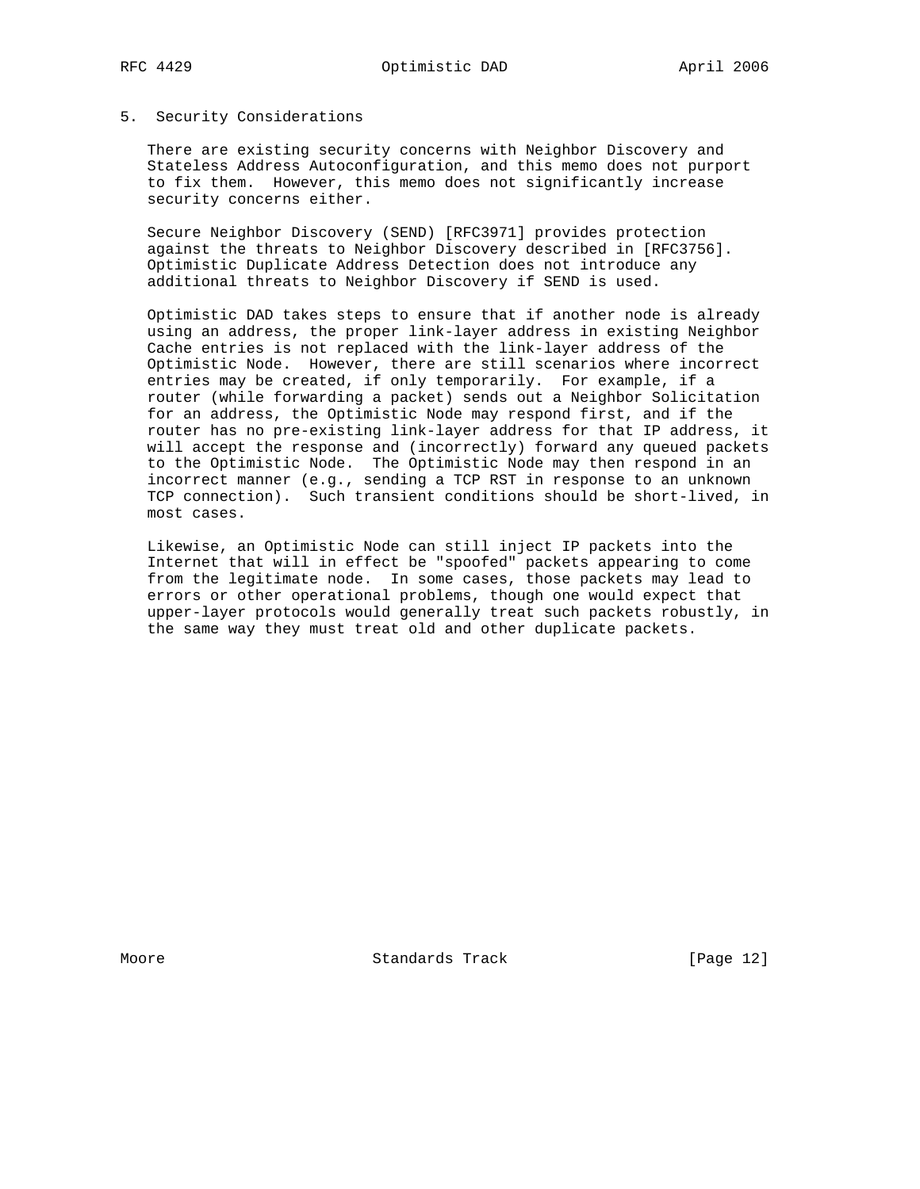## 5. Security Considerations

There are existing security concerns with Neighbor Discovery and Stateless Address Autoconfiguration, and this memo does not purport to fix them. However, this memo does not significantly increase security concerns either.

Secure Neighbor Discovery (SEND) [RFC3971] provides protection against the threats to Neighbor Discovery described in [RFC3756]. Optimistic Duplicate Address Detection does not introduce any additional threats to Neighbor Discovery if SEND is used.

Optimistic DAD takes steps to ensure that if another node is already using an address, the proper link-layer address in existing Neighbor Cache entries is not replaced with the link-layer address of the Optimistic Node. However, there are still scenarios where incorrect entries may be created, if only temporarily. For example, if a router (while forwarding a packet) sends out a Neighbor Solicitation for an address, the Optimistic Node may respond first, and if the router has no pre-existing link-layer address for that IP address, it will accept the response and (incorrectly) forward any queued packets to the Optimistic Node. The Optimistic Node may then respond in an incorrect manner (e.g., sending a TCP RST in response to an unknown TCP connection). Such transient conditions should be short-lived, in most cases.

Likewise, an Optimistic Node can still inject IP packets into the Internet that will in effect be "spoofed" packets appearing to come from the legitimate node. In some cases, those packets may lead to errors or other operational problems, though one would expect that upper-layer protocols would generally treat such packets robustly, in the same way they must treat old and other duplicate packets.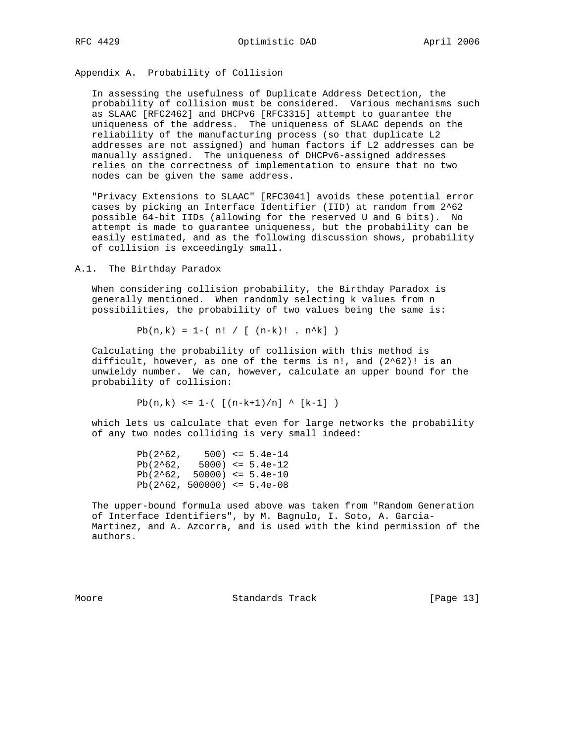## Appendix A. Probability of Collision

In assessing the usefulness of Duplicate Address Detection, the probability of collision must be considered. Various mechanisms such as SLAAC [RFC2462] and DHCPv6 [RFC3315] attempt to guarantee the uniqueness of the address. The uniqueness of SLAAC depends on the reliability of the manufacturing process (so that duplicate L2 addresses are not assigned) and human factors if L2 addresses can be manually assigned. The uniqueness of DHCPv6-assigned addresses relies on the correctness of implementation to ensure that no two nodes can be given the same address.

"Privacy Extensions to SLAAC" [RFC3041] avoids these potential error cases by picking an Interface Identifier (IID) at random from $2^{62}$ possible 64-bit IIDs (allowing for the reserved U and G bits). No attempt is made to guarantee uniqueness, but the probability can be easily estimated, and as the following discussion shows, probability of collision is exceedingly small.

### A.1. The Birthday Paradox

When considering collision probability, the Birthday Paradox is generally mentioned. When randomly selecting k values from n possibilities, the probability of two values being the same is:

$$Pb(n,k) = 1 - \left( n! \,/\, [ (n-k)! \cdot n^k ] \right)$$

Calculating the probability of collision with this method is difficult, however, as one of the terms is $n!$, and $(2^{62})!$ is an unwieldy number. We can, however, calculate an upper bound for the probability of collision:

$$Pb(n,k) \le 1 - \left( [(n-k+1)/n]^{[k-1]} \right)$$

which lets us calculate that even for large networks the probability of any two nodes colliding is very small indeed:

$$Pb(2^{62}, 500) \le 5.4\text{e-}14$$
$$Pb(2^{62}, 5000) \le 5.4\text{e-}12$$
$$Pb(2^{62}, 50000) \le 5.4\text{e-}10$$
$$Pb(2^{62}, 500000) \le 5.4\text{e-}08$$

The upper-bound formula used above was taken from "Random Generation of Interface Identifiers", by M. Bagnulo, I. Soto, A. Garcia-Martinez, and A. Azcorra, and is used with the kind permission of the authors.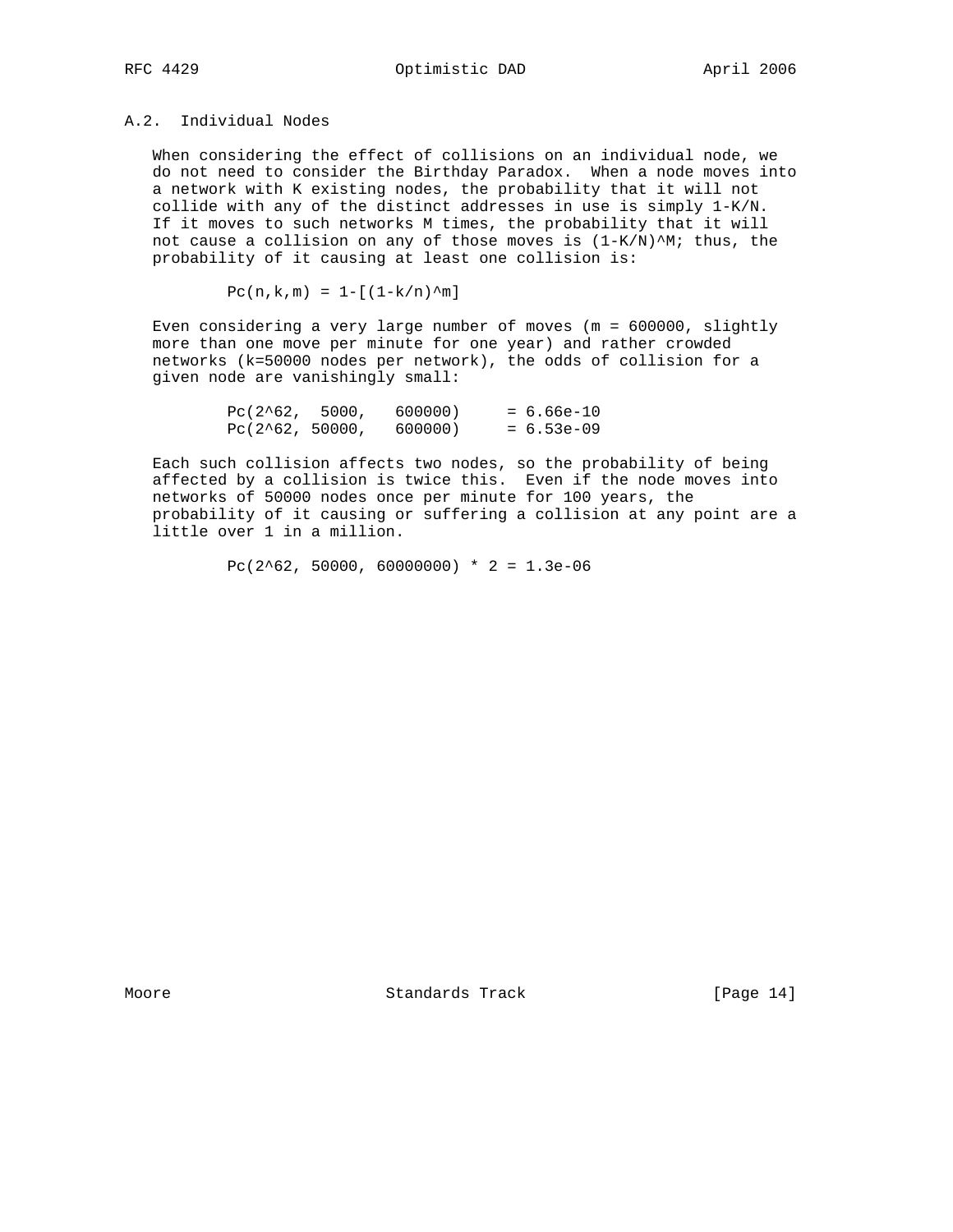## A.2. Individual Nodes

When considering the effect of collisions on an individual node, we do not need to consider the Birthday Paradox. When a node moves into a network with K existing nodes, the probability that it will not collide with any of the distinct addresses in use is simply $1-K/N$. If it moves to such networks M times, the probability that it will not cause a collision on any of those moves is $(1-K/N)^M$; thus, the probability of it causing at least one collision is:

$$Pc(n,k,m) = 1-[(1-k/n)^m]$$

Even considering a very large number of moves (m = 600000, slightly more than one move per minute for one year) and rather crowded networks (k=50000 nodes per network), the odds of collision for a given node are vanishingly small:

```
Pc(2^62,  5000,   600000)     = 6.66e-10
Pc(2^62, 50000,   600000)     = 6.53e-09
```

Each such collision affects two nodes, so the probability of being affected by a collision is twice this. Even if the node moves into networks of 50000 nodes once per minute for 100 years, the probability of it causing or suffering a collision at any point are a little over 1 in a million.

```
Pc(2^62, 50000, 60000000) * 2 = 1.3e-06
```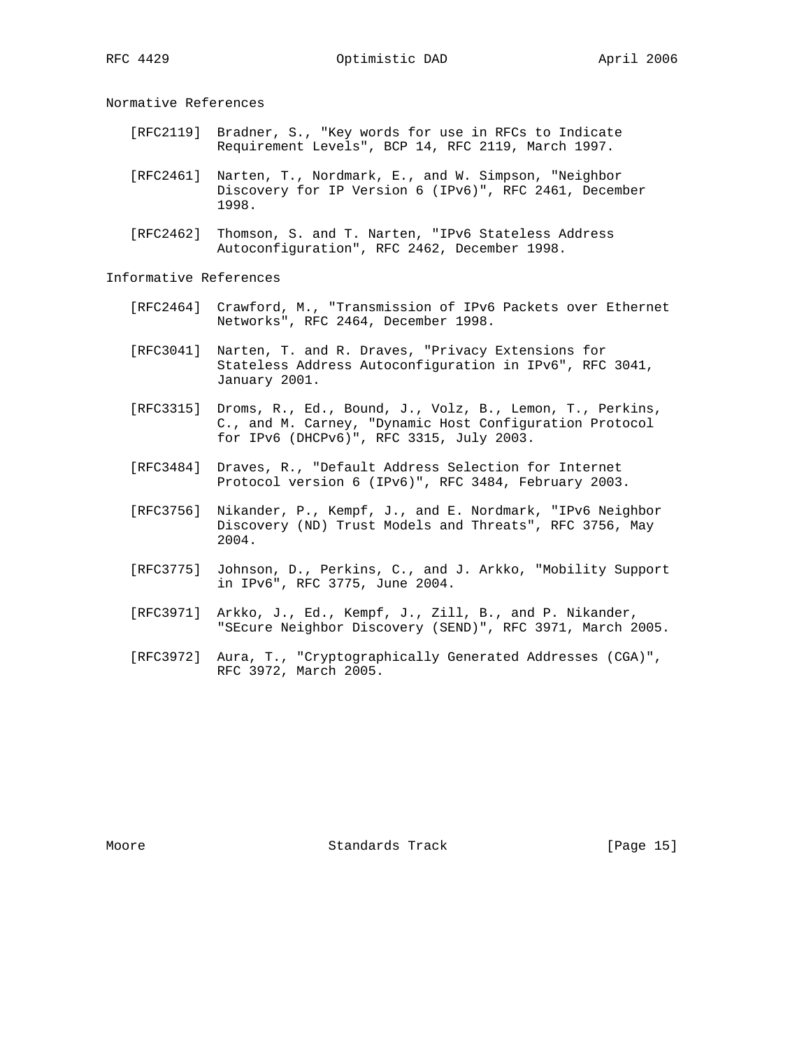## Normative References

[RFC2119] Bradner, S., "Key words for use in RFCs to Indicate Requirement Levels", BCP 14, RFC 2119, March 1997.

[RFC2461] Narten, T., Nordmark, E., and W. Simpson, "Neighbor Discovery for IP Version 6 (IPv6)", RFC 2461, December 1998.

[RFC2462] Thomson, S. and T. Narten, "IPv6 Stateless Address Autoconfiguration", RFC 2462, December 1998.

## Informative References

[RFC2464] Crawford, M., "Transmission of IPv6 Packets over Ethernet Networks", RFC 2464, December 1998.

[RFC3041] Narten, T. and R. Draves, "Privacy Extensions for Stateless Address Autoconfiguration in IPv6", RFC 3041, January 2001.

[RFC3315] Droms, R., Ed., Bound, J., Volz, B., Lemon, T., Perkins, C., and M. Carney, "Dynamic Host Configuration Protocol for IPv6 (DHCPv6)", RFC 3315, July 2003.

[RFC3484] Draves, R., "Default Address Selection for Internet Protocol version 6 (IPv6)", RFC 3484, February 2003.

[RFC3756] Nikander, P., Kempf, J., and E. Nordmark, "IPv6 Neighbor Discovery (ND) Trust Models and Threats", RFC 3756, May 2004.

[RFC3775] Johnson, D., Perkins, C., and J. Arkko, "Mobility Support in IPv6", RFC 3775, June 2004.

[RFC3971] Arkko, J., Ed., Kempf, J., Zill, B., and P. Nikander, "SEcure Neighbor Discovery (SEND)", RFC 3971, March 2005.

[RFC3972] Aura, T., "Cryptographically Generated Addresses (CGA)", RFC 3972, March 2005.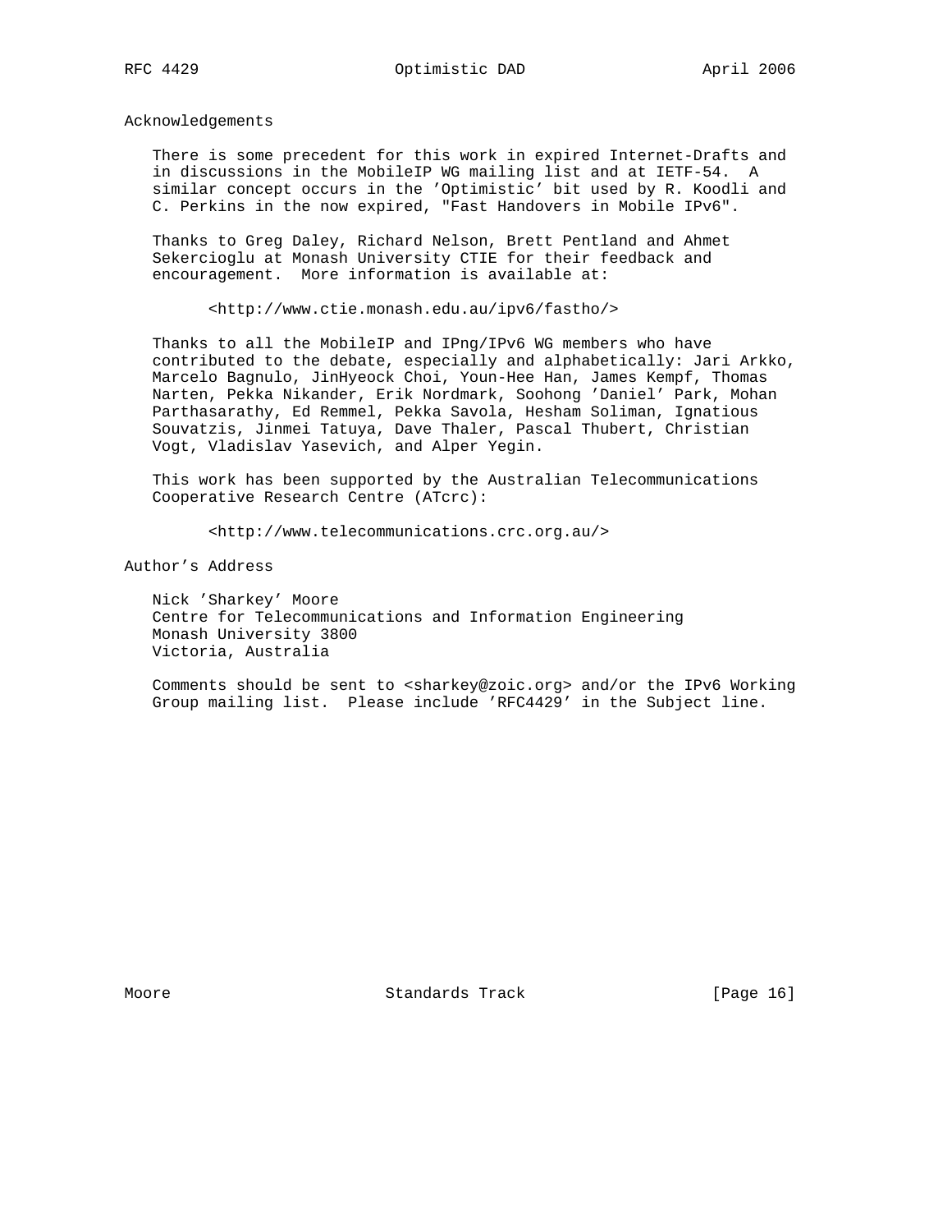## Acknowledgements

There is some precedent for this work in expired Internet-Drafts and in discussions in the MobileIP WG mailing list and at IETF-54. A similar concept occurs in the 'Optimistic' bit used by R. Koodli and C. Perkins in the now expired, "Fast Handovers in Mobile IPv6".

Thanks to Greg Daley, Richard Nelson, Brett Pentland and Ahmet Sekercioglu at Monash University CTIE for their feedback and encouragement. More information is available at:

<http://www.ctie.monash.edu.au/ipv6/fastho/>

Thanks to all the MobileIP and IPng/IPv6 WG members who have contributed to the debate, especially and alphabetically: Jari Arkko, Marcelo Bagnulo, JinHyeock Choi, Youn-Hee Han, James Kempf, Thomas Narten, Pekka Nikander, Erik Nordmark, Soohong 'Daniel' Park, Mohan Parthasarathy, Ed Remmel, Pekka Savola, Hesham Soliman, Ignatious Souvatzis, Jinmei Tatuya, Dave Thaler, Pascal Thubert, Christian Vogt, Vladislav Yasevich, and Alper Yegin.

This work has been supported by the Australian Telecommunications Cooperative Research Centre (ATcrc):

<http://www.telecommunications.crc.org.au/>

## Author's Address

Nick 'Sharkey' Moore
Centre for Telecommunications and Information Engineering
Monash University 3800
Victoria, Australia

Comments should be sent to <sharkey@zoic.org> and/or the IPv6 Working Group mailing list. Please include 'RFC4429' in the Subject line.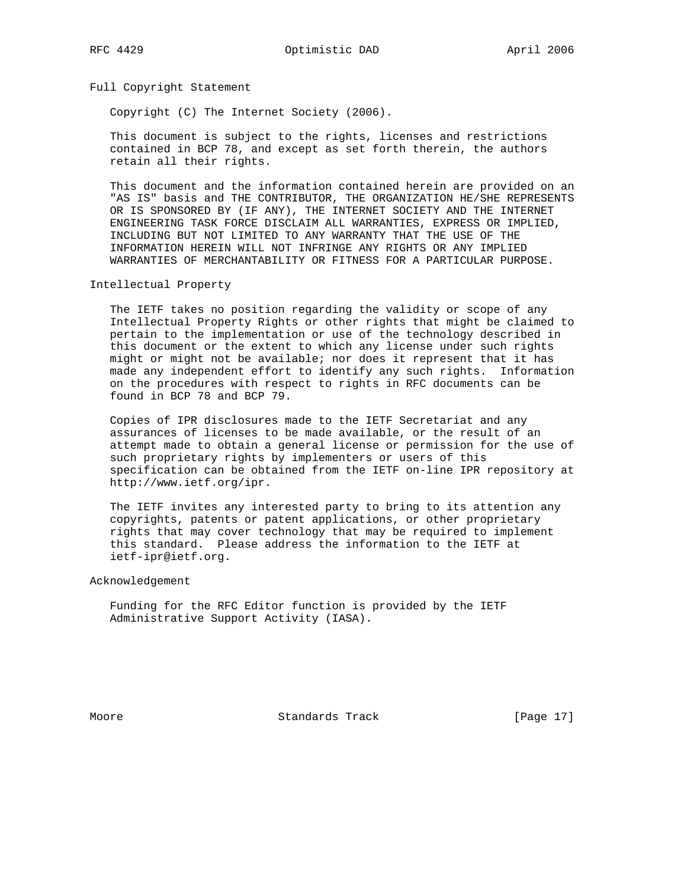## Full Copyright Statement

Copyright (C) The Internet Society (2006).

This document is subject to the rights, licenses and restrictions contained in BCP 78, and except as set forth therein, the authors retain all their rights.

This document and the information contained herein are provided on an "AS IS" basis and THE CONTRIBUTOR, THE ORGANIZATION HE/SHE REPRESENTS OR IS SPONSORED BY (IF ANY), THE INTERNET SOCIETY AND THE INTERNET ENGINEERING TASK FORCE DISCLAIM ALL WARRANTIES, EXPRESS OR IMPLIED, INCLUDING BUT NOT LIMITED TO ANY WARRANTY THAT THE USE OF THE INFORMATION HEREIN WILL NOT INFRINGE ANY RIGHTS OR ANY IMPLIED WARRANTIES OF MERCHANTABILITY OR FITNESS FOR A PARTICULAR PURPOSE.

## Intellectual Property

The IETF takes no position regarding the validity or scope of any Intellectual Property Rights or other rights that might be claimed to pertain to the implementation or use of the technology described in this document or the extent to which any license under such rights might or might not be available; nor does it represent that it has made any independent effort to identify any such rights. Information on the procedures with respect to rights in RFC documents can be found in BCP 78 and BCP 79.

Copies of IPR disclosures made to the IETF Secretariat and any assurances of licenses to be made available, or the result of an attempt made to obtain a general license or permission for the use of such proprietary rights by implementers or users of this specification can be obtained from the IETF on-line IPR repository at http://www.ietf.org/ipr.

The IETF invites any interested party to bring to its attention any copyrights, patents or patent applications, or other proprietary rights that may cover technology that may be required to implement this standard. Please address the information to the IETF at ietf-ipr@ietf.org.

## Acknowledgement

Funding for the RFC Editor function is provided by the IETF Administrative Support Activity (IASA).